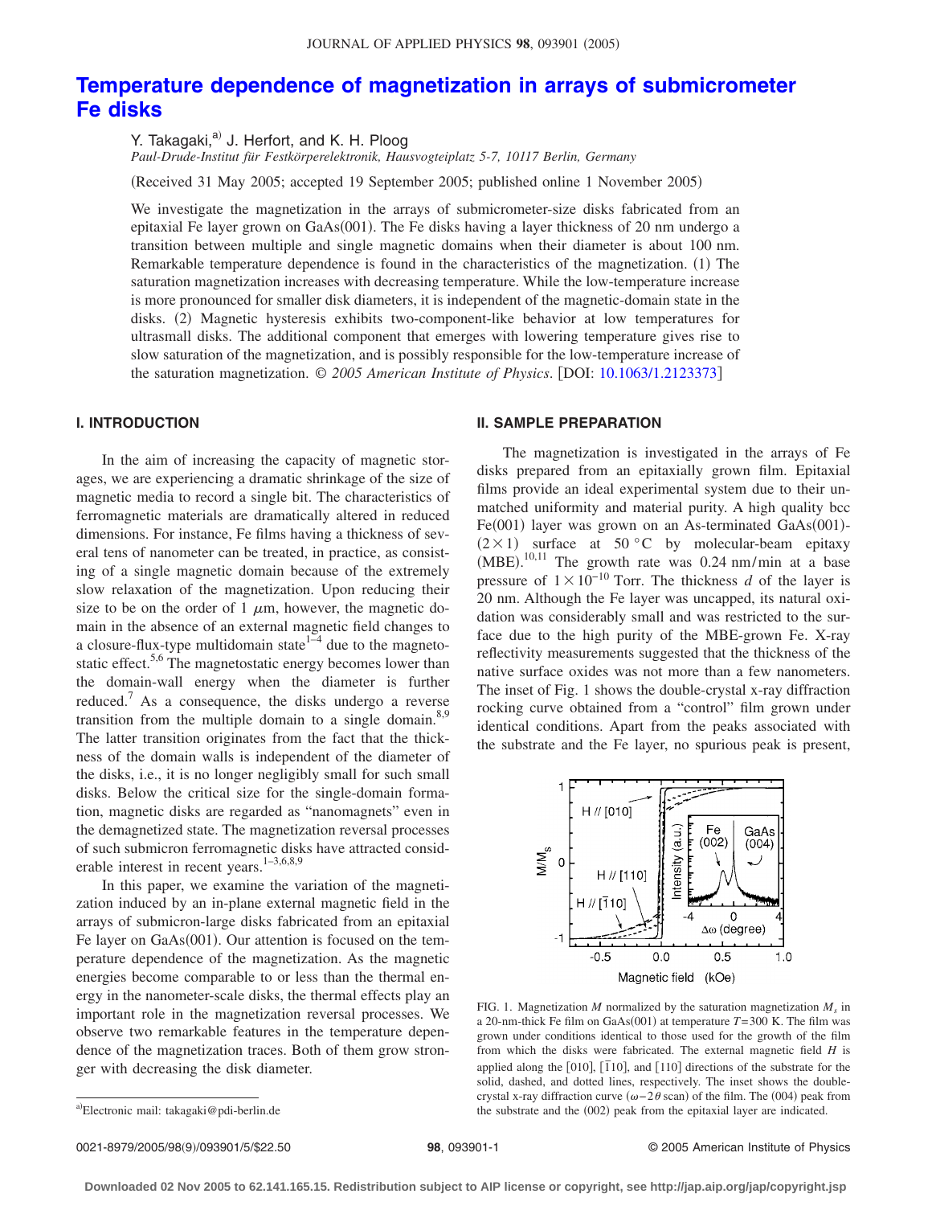# Temperature dependence of magnetization in arrays of submicrometer Fe disks

Y. Takagaki,[a] J. Herfort, and K. H. Ploog

*Paul-Drude-Institut für Festkörperelektronik, Hausvogteiplatz 5-7, 10117 Berlin, Germany*

(Received 31 May 2005; accepted 19 September 2005; published online 1 November 2005)

We investigate the magnetization in the arrays of submicrometer-size disks fabricated from an epitaxial Fe layer grown on GaAs(001). The Fe disks having a layer thickness of 20 nm undergo a transition between multiple and single magnetic domains when their diameter is about 100 nm. Remarkable temperature dependence is found in the characteristics of the magnetization. (1) The saturation magnetization increases with decreasing temperature. While the low-temperature increase is more pronounced for smaller disk diameters, it is independent of the magnetic-domain state in the disks. (2) Magnetic hysteresis exhibits two-component-like behavior at low temperatures for ultrasmall disks. The additional component that emerges with lowering temperature gives rise to slow saturation of the magnetization, and is possibly responsible for the low-temperature increase of the saturation magnetization. © *2005 American Institute of Physics*. [DOI: 10.1063/1.2123373]

## I. INTRODUCTION

In the aim of increasing the capacity of magnetic storages, we are experiencing a dramatic shrinkage of the size of magnetic media to record a single bit. The characteristics of ferromagnetic materials are dramatically altered in reduced dimensions. For instance, Fe films having a thickness of several tens of nanometer can be treated, in practice, as consisting of a single magnetic domain because of the extremely slow relaxation of the magnetization. Upon reducing their size to be on the order of 1 $\mu$m, however, the magnetic domain in the absence of an external magnetic field changes to a closure-flux-type multidomain state[1–4] due to the magnetostatic effect.[5,6] The magnetostatic energy becomes lower than the domain-wall energy when the diameter is further reduced.[7] As a consequence, the disks undergo a reverse transition from the multiple domain to a single domain.[8,9] The latter transition originates from the fact that the thickness of the domain walls is independent of the diameter of the disks, i.e., it is no longer negligibly small for such small disks. Below the critical size for the single-domain formation, magnetic disks are regarded as "nanomagnets" even in the demagnetized state. The magnetization reversal processes of such submicron ferromagnetic disks have attracted considerable interest in recent years.[1–3,6,8,9]

In this paper, we examine the variation of the magnetization induced by an in-plane external magnetic field in the arrays of submicron-large disks fabricated from an epitaxial Fe layer on GaAs(001). Our attention is focused on the temperature dependence of the magnetization. As the magnetic energies become comparable to or less than the thermal energy in the nanometer-scale disks, the thermal effects play an important role in the magnetization reversal processes. We observe two remarkable features in the temperature dependence of the magnetization traces. Both of them grow stronger with decreasing the disk diameter.

## II. SAMPLE PREPARATION

The magnetization is investigated in the arrays of Fe disks prepared from an epitaxially grown film. Epitaxial films provide an ideal experimental system due to their unmatched uniformity and material purity. A high quality bcc Fe(001) layer was grown on an As-terminated GaAs(001)-$(2\times1)$ surface at 50 °C by molecular-beam epitaxy (MBE).[10,11] The growth rate was 0.24 nm/min at a base pressure of $1\times10^{-10}$ Torr. The thickness $d$ of the layer is 20 nm. Although the Fe layer was uncapped, its natural oxidation was considerably small and was restricted to the surface due to the high purity of the MBE-grown Fe. X-ray reflectivity measurements suggested that the thickness of the native surface oxides was not more than a few nanometers. The inset of Fig. 1 shows the double-crystal x-ray diffraction rocking curve obtained from a "control" film grown under identical conditions. Apart from the peaks associated with the substrate and the Fe layer, no spurious peak is present,

FIG. 1. Magnetization $M$ normalized by the saturation magnetization $M_s$ in a 20-nm-thick Fe film on GaAs(001) at temperature $T=300$ K. The film was grown under conditions identical to those used for the growth of the film from which the disks were fabricated. The external magnetic field $H$ is applied along the [010], [$\bar{1}$10], and [110] directions of the substrate for the solid, dashed, and dotted lines, respectively. The inset shows the double-crystal x-ray diffraction curve ($\omega-2\theta$ scan) of the film. The (004) peak from the substrate and the (002) peak from the epitaxial layer are indicated.

[a] Electronic mail: takagaki@pdi-berlin.de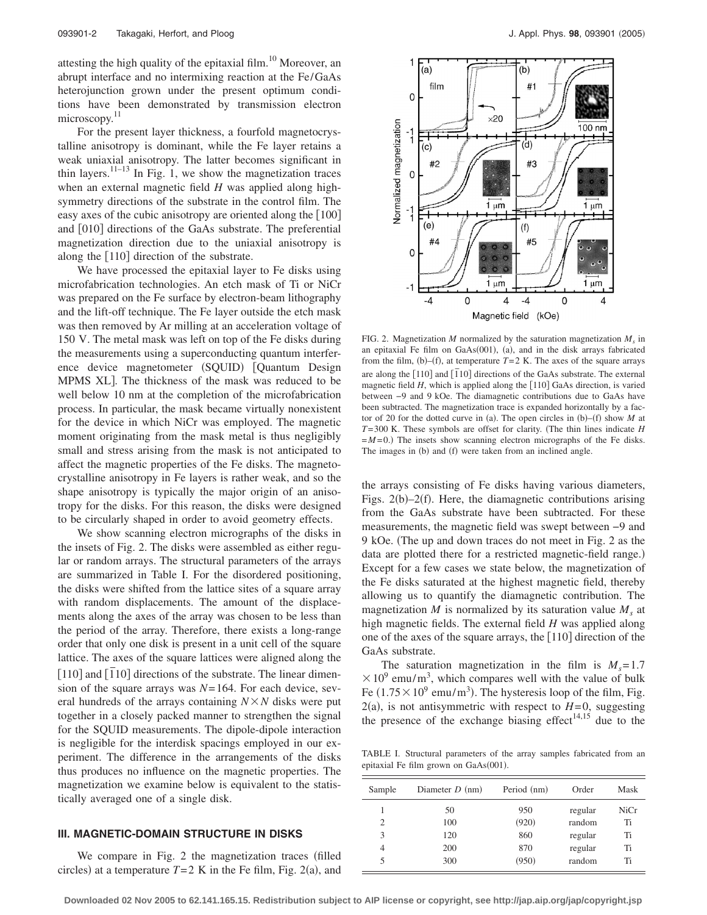attesting the high quality of the epitaxial film.[10] Moreover, an abrupt interface and no intermixing reaction at the Fe/GaAs heterojunction grown under the present optimum conditions have been demonstrated by transmission electron microscopy.[11]

For the present layer thickness, a fourfold magnetocrystalline anisotropy is dominant, while the Fe layer retains a weak uniaxial anisotropy. The latter becomes significant in thin layers.[11–13] In Fig. 1, we show the magnetization traces when an external magnetic field $H$ was applied along high-symmetry directions of the substrate in the control film. The easy axes of the cubic anisotropy are oriented along the [100] and [010] directions of the GaAs substrate. The preferential magnetization direction due to the uniaxial anisotropy is along the [110] direction of the substrate.

We have processed the epitaxial layer to Fe disks using microfabrication technologies. An etch mask of Ti or NiCr was prepared on the Fe surface by electron-beam lithography and the lift-off technique. The Fe layer outside the etch mask was then removed by Ar milling at an acceleration voltage of 150 V. The metal mask was left on top of the Fe disks during the measurements using a superconducting quantum interference device magnetometer (SQUID) [Quantum Design MPMS XL]. The thickness of the mask was reduced to be well below 10 nm at the completion of the microfabrication process. In particular, the mask became virtually nonexistent for the device in which NiCr was employed. The magnetic moment originating from the mask metal is thus negligibly small and stress arising from the mask is not anticipated to affect the magnetic properties of the Fe disks. The magnetocrystalline anisotropy in Fe layers is rather weak, and so the shape anisotropy is typically the major origin of an anisotropy for the disks. For this reason, the disks were designed to be circularly shaped in order to avoid geometry effects.

We show scanning electron micrographs of the disks in the insets of Fig. 2. The disks were assembled as either regular or random arrays. The structural parameters of the arrays are summarized in Table I. For the disordered positioning, the disks were shifted from the lattice sites of a square array with random displacements. The amount of the displacements along the axes of the array was chosen to be less than the period of the array. Therefore, there exists a long-range order that only one disk is present in a unit cell of the square lattice. The axes of the square lattices were aligned along the [110] and [$\bar{1}$10] directions of the substrate. The linear dimension of the square arrays was $N=164$. For each device, several hundreds of the arrays containing $N\times N$ disks were put together in a closely packed manner to strengthen the signal for the SQUID measurements. The dipole-dipole interaction is negligible for the interdisk spacings employed in our experiment. The difference in the arrangements of the disks thus produces no influence on the magnetic properties. The magnetization we examine below is equivalent to the statistically averaged one of a single disk.

## III. MAGNETIC-DOMAIN STRUCTURE IN DISKS

We compare in Fig. 2 the magnetization traces (filled circles) at a temperature $T=2$ K in the Fe film, Fig. 2(a), and the arrays consisting of Fe disks having various diameters, Figs. 2(b)–2(f). Here, the diamagnetic contributions arising from the GaAs substrate have been subtracted. For these measurements, the magnetic field was swept between −9 and 9 kOe. (The up and down traces do not meet in Fig. 2 as the data are plotted there for a restricted magnetic-field range.) Except for a few cases we state below, the magnetization of the Fe disks saturated at the highest magnetic field, thereby allowing us to quantify the diamagnetic contribution. The magnetization $M$ is normalized by its saturation value $M_s$ at high magnetic fields. The external field $H$ was applied along one of the axes of the square arrays, the [110] direction of the GaAs substrate.

The saturation magnetization in the film is $M_s=1.7\times10^9$ emu/m$^3$, which compares well with the value of bulk Fe ($1.75\times10^9$ emu/m$^3$). The hysteresis loop of the film, Fig. 2(a), is not antisymmetric with respect to $H=0$, suggesting the presence of the exchange biasing effect[14,15] due to the

FIG. 2. Magnetization $M$ normalized by the saturation magnetization $M_s$ in an epitaxial Fe film on GaAs(001), (a), and in the disk arrays fabricated from the film, (b)–(f), at temperature $T=2$ K. The axes of the square arrays are along the [110] and [$\bar{1}$10] directions of the GaAs substrate. The external magnetic field $H$, which is applied along the [110] GaAs direction, is varied between −9 and 9 kOe. The diamagnetic contributions due to GaAs have been subtracted. The magnetization trace is expanded horizontally by a factor of 20 for the dotted curve in (a). The open circles in (b)–(f) show $M$ at $T=300$ K. These symbols are offset for clarity. (The thin lines indicate $H=M=0$.) The insets show scanning electron micrographs of the Fe disks. The images in (b) and (f) were taken from an inclined angle.

TABLE I. Structural parameters of the array samples fabricated from an epitaxial Fe film grown on GaAs(001).

| Sample | Diameter $D$ (nm) | Period (nm) | Order | Mask |
|---|---|---|---|---|
| 1 | 50 | 950 | regular | NiCr |
| 2 | 100 | (920) | random | Ti |
| 3 | 120 | 860 | regular | Ti |
| 4 | 200 | 870 | regular | Ti |
| 5 | 300 | (950) | random | Ti |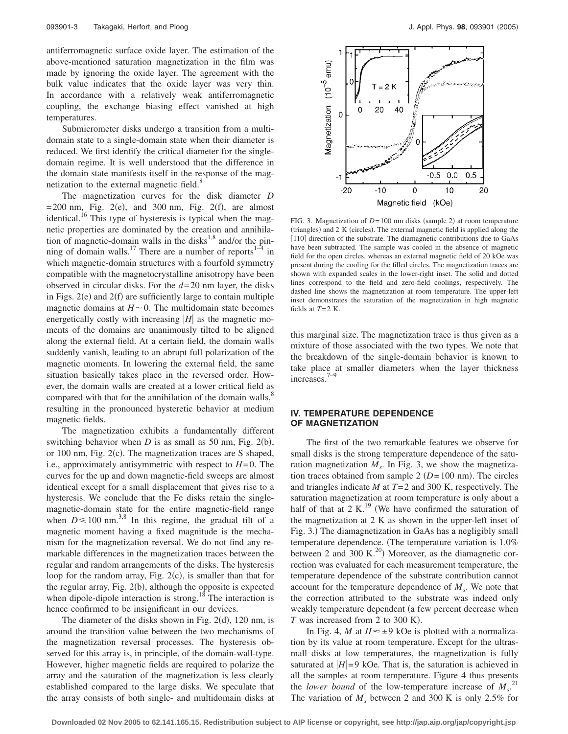antiferromagnetic surface oxide layer. The estimation of the above-mentioned saturation magnetization in the film was made by ignoring the oxide layer. The agreement with the bulk value indicates that the oxide layer was very thin. In accordance with a relatively weak antiferromagnetic coupling, the exchange biasing effect vanished at high temperatures.

Submicrometer disks undergo a transition from a multidomain state to a single-domain state when their diameter is reduced. We first identify the critical diameter for the single-domain regime. It is well understood that the difference in the domain state manifests itself in the response of the magnetization to the external magnetic field.[8]

The magnetization curves for the disk diameter $D = 200$ nm, Fig. 2(e), and 300 nm, Fig. 2(f), are almost identical.[16] This type of hysteresis is typical when the magnetic properties are dominated by the creation and annihilation of magnetic-domain walls in the disks[1,8] and/or the pinning of domain walls.[17] There are a number of reports[1–4] in which magnetic-domain structures with a fourfold symmetry compatible with the magnetocrystalline anisotropy have been observed in circular disks. For the $d = 20$ nm layer, the disks in Figs. 2(e) and 2(f) are sufficiently large to contain multiple magnetic domains at $H \sim 0$. The multidomain state becomes energetically costly with increasing $|H|$ as the magnetic moments of the domains are unanimously tilted to be aligned along the external field. At a certain field, the domain walls suddenly vanish, leading to an abrupt full polarization of the magnetic moments. In lowering the external field, the same situation basically takes place in the reversed order. However, the domain walls are created at a lower critical field as compared with that for the annihilation of the domain walls,[8] resulting in the pronounced hysteretic behavior at medium magnetic fields.

The magnetization exhibits a fundamentally different switching behavior when $D$ is as small as 50 nm, Fig. 2(b), or 100 nm, Fig. 2(c). The magnetization traces are S shaped, i.e., approximately antisymmetric with respect to $H = 0$. The curves for the up and down magnetic-field sweeps are almost identical except for a small displacement that gives rise to a hysteresis. We conclude that the Fe disks retain the single-magnetic-domain state for the entire magnetic-field range when $D \leq 100$ nm.[3,8] In this regime, the gradual tilt of a magnetic moment having a fixed magnitude is the mechanism for the magnetization reversal. We do not find any remarkable differences in the magnetization traces between the regular and random arrangements of the disks. The hysteresis loop for the random array, Fig. 2(c), is smaller than that for the regular array, Fig. 2(b), although the opposite is expected when dipole-dipole interaction is strong.[18] The interaction is hence confirmed to be insignificant in our devices.

The diameter of the disks shown in Fig. 2(d), 120 nm, is around the transition value between the two mechanisms of the magnetization reversal processes. The hysteresis observed for this array is, in principle, of the domain-wall-type. However, higher magnetic fields are required to polarize the array and the saturation of the magnetization is less clearly established compared to the large disks. We speculate that the array consists of both single- and multidomain disks at this marginal size. The magnetization trace is thus given as a mixture of those associated with the two types. We note that the breakdown of the single-domain behavior is known to take place at smaller diameters when the layer thickness increases.[7–9]

FIG. 3. Magnetization of $D = 100$ nm disks (sample 2) at room temperature (triangles) and 2 K (circles). The external magnetic field is applied along the [110] direction of the substrate. The diamagnetic contributions due to GaAs have been subtracted. The sample was cooled in the absence of magnetic field for the open circles, whereas an external magnetic field of 20 kOe was present during the cooling for the filled circles. The magnetization traces are shown with expanded scales in the lower-right inset. The solid and dotted lines correspond to the field and zero-field coolings, respectively. The dashed line shows the magnetization at room temperature. The upper-left inset demonstrates the saturation of the magnetization in high magnetic fields at $T = 2$ K.

## IV. TEMPERATURE DEPENDENCE OF MAGNETIZATION

The first of the two remarkable features we observe for small disks is the strong temperature dependence of the saturation magnetization $M_s$. In Fig. 3, we show the magnetization traces obtained from sample 2 ($D = 100$ nm). The circles and triangles indicate $M$ at $T = 2$ and 300 K, respectively. The saturation magnetization at room temperature is only about a half of that at 2 K.[19] (We have confirmed the saturation of the magnetization at 2 K as shown in the upper-left inset of Fig. 3.) The diamagnetization in GaAs has a negligibly small temperature dependence. (The temperature variation is 1.0% between 2 and 300 K.[20]) Moreover, as the diamagnetic correction was evaluated for each measurement temperature, the temperature dependence of the substrate contribution cannot account for the temperature dependence of $M_s$. We note that the correction attributed to the substrate was indeed only weakly temperature dependent (a few percent decrease when $T$ was increased from 2 to 300 K).

In Fig. 4, $M$ at $H \approx \pm 9$ kOe is plotted with a normalization by its value at room temperature. Except for the ultrasmall disks at low temperatures, the magnetization is fully saturated at $|H| = 9$ kOe. That is, the saturation is achieved in all the samples at room temperature. Figure 4 thus presents the *lower bound* of the low-temperature increase of $M_s$.[21] The variation of $M_s$ between 2 and 300 K is only 2.5% for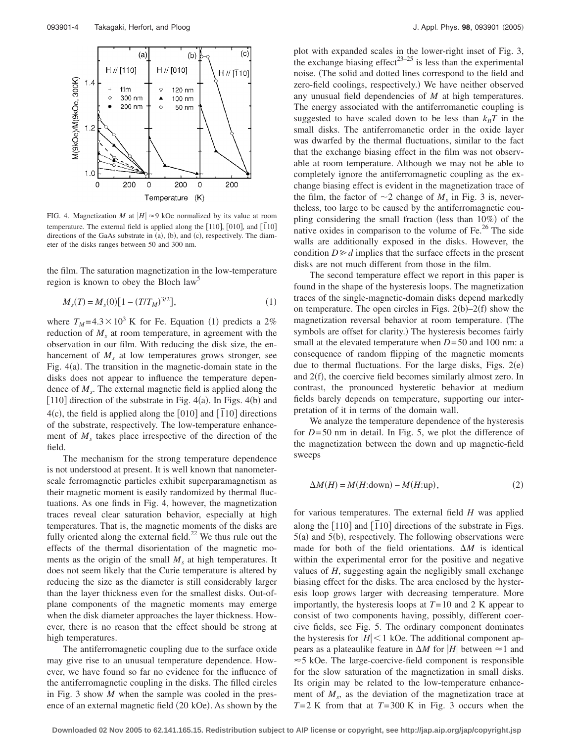FIG. 4. Magnetization $M$ at $|H| \approx 9$ kOe normalized by its value at room temperature. The external field is applied along the [110], [010], and [$\bar{1}$10] directions of the GaAs substrate in (a), (b), and (c), respectively. The diameter of the disks ranges between 50 and 300 nm.

the film. The saturation magnetization in the low-temperature region is known to obey the Bloch law[5]

$$M_s(T) = M_s(0)[1 - (T/T_M)^{3/2}], \tag{1}$$

where $T_M = 4.3 \times 10^3$ K for Fe. Equation (1) predicts a 2% reduction of $M_s$ at room temperature, in agreement with the observation in our film. With reducing the disk size, the enhancement of $M_s$ at low temperatures grows stronger, see Fig. 4(a). The transition in the magnetic-domain state in the disks does not appear to influence the temperature dependence of $M_s$. The external magnetic field is applied along the [110] direction of the substrate in Fig. 4(a). In Figs. 4(b) and 4(c), the field is applied along the [010] and [$\bar{1}$10] directions of the substrate, respectively. The low-temperature enhancement of $M_s$ takes place irrespective of the direction of the field.

The mechanism for the strong temperature dependence is not understood at present. It is well known that nanometer-scale ferromagnetic particles exhibit superparamagnetism as their magnetic moment is easily randomized by thermal fluctuations. As one finds in Fig. 4, however, the magnetization traces reveal clear saturation behavior, especially at high temperatures. That is, the magnetic moments of the disks are fully oriented along the external field.[22] We thus rule out the effects of the thermal disorientation of the magnetic moments as the origin of the small $M_s$ at high temperatures. It does not seem likely that the Curie temperature is altered by reducing the size as the diameter is still considerably larger than the layer thickness even for the smallest disks. Out-of-plane components of the magnetic moments may emerge when the disk diameter approaches the layer thickness. However, there is no reason that the effect should be strong at high temperatures.

The antiferromagnetic coupling due to the surface oxide may give rise to an unusual temperature dependence. However, we have found so far no evidence for the influence of the antiferromagnetic coupling in the disks. The filled circles in Fig. 3 show $M$ when the sample was cooled in the presence of an external magnetic field (20 kOe). As shown by the plot with expanded scales in the lower-right inset of Fig. 3, the exchange biasing effect[23–25] is less than the experimental noise. (The solid and dotted lines correspond to the field and zero-field coolings, respectively.) We have neither observed any unusual field dependencies of $M$ at high temperatures. The energy associated with the antiferromanetic coupling is suggested to have scaled down to be less than $k_BT$ in the small disks. The antiferromanetic order in the oxide layer was dwarfed by the thermal fluctuations, similar to the fact that the exchange biasing effect in the film was not observable at room temperature. Although we may not be able to completely ignore the antiferromagnetic coupling as the exchange biasing effect is evident in the magnetization trace of the film, the factor of ~2 change of $M_s$ in Fig. 3 is, nevertheless, too large to be caused by the antiferromagnetic coupling considering the small fraction (less than 10%) of the native oxides in comparison to the volume of Fe.[26] The side walls are additionally exposed in the disks. However, the condition $D \gg d$ implies that the surface effects in the present disks are not much different from those in the film.

The second temperature effect we report in this paper is found in the shape of the hysteresis loops. The magnetization traces of the single-magnetic-domain disks depend markedly on temperature. The open circles in Figs. 2(b)–2(f) show the magnetization reversal behavior at room temperature. (The symbols are offset for clarity.) The hysteresis becomes fairly small at the elevated temperature when $D=50$ and 100 nm: a consequence of random flipping of the magnetic moments due to thermal fluctuations. For the large disks, Figs. 2(e) and 2(f), the coercive field becomes similarly almost zero. In contrast, the pronounced hysteretic behavior at medium fields barely depends on temperature, supporting our interpretation of it in terms of the domain wall.

We analyze the temperature dependence of the hysteresis for $D=50$ nm in detail. In Fig. 5, we plot the difference of the magnetization between the down and up magnetic-field sweeps

$$\Delta M(H) = M(H\text{:down}) - M(H\text{:up}), \tag{2}$$

for various temperatures. The external field $H$ was applied along the [110] and [$\bar{1}$10] directions of the substrate in Figs. 5(a) and 5(b), respectively. The following observations were made for both of the field orientations. $\Delta M$ is identical within the experimental error for the positive and negative values of $H$, suggesting again the negligibly small exchange biasing effect for the disks. The area enclosed by the hysteresis loop grows larger with decreasing temperature. More importantly, the hysteresis loops at $T=10$ and 2 K appear to consist of two components having, possibly, different coercive fields, see Fig. 5. The ordinary component dominates the hysteresis for $|H| < 1$ kOe. The additional component appears as a plateaulike feature in $\Delta M$ for $|H|$ between $\approx 1$ and $\approx 5$ kOe. The large-coercive-field component is responsible for the slow saturation of the magnetization in small disks. Its origin may be related to the low-temperature enhancement of $M_s$, as the deviation of the magnetization trace at $T=2$ K from that at $T=300$ K in Fig. 3 occurs when the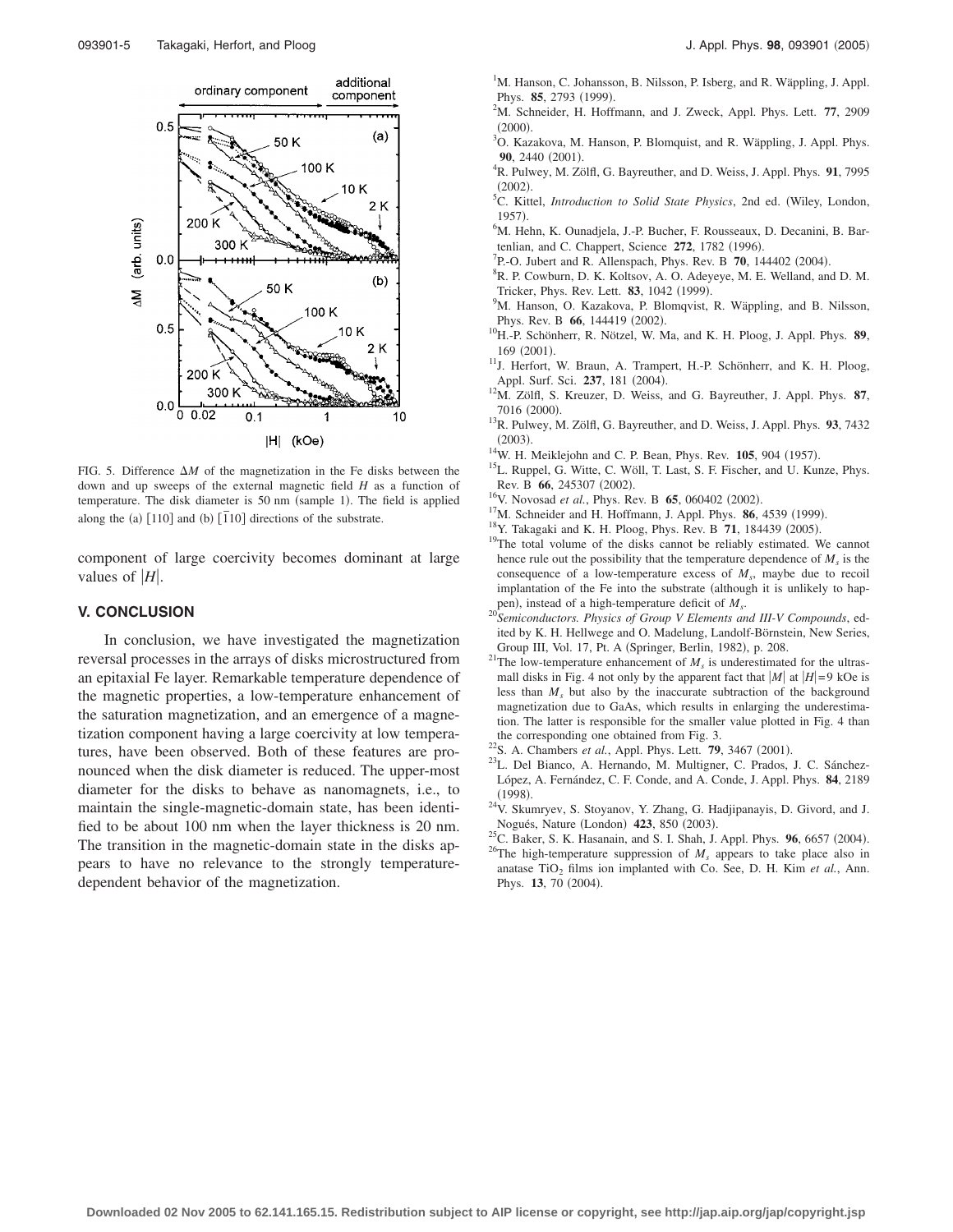ordinary component

additional component

0.5

50 K

(a)

100 K

10 K

2 K

200 K

300 K

0.0

(b)

50 K

100 K

0.5

10 K

2 K

200 K

300 K

0.0

0 0.02 0.1 1 10

ΔM (arb. units)

|H| (kOe)

FIG. 5. Difference $\Delta M$ of the magnetization in the Fe disks between the down and up sweeps of the external magnetic field $H$ as a function of temperature. The disk diameter is 50 nm (sample 1). The field is applied along the (a) [110] and (b) [$\bar{1}$10] directions of the substrate.

component of large coercivity becomes dominant at large values of $|H|$.

## V. CONCLUSION

In conclusion, we have investigated the magnetization reversal processes in the arrays of disks microstructured from an epitaxial Fe layer. Remarkable temperature dependence of the magnetic properties, a low-temperature enhancement of the saturation magnetization, and an emergence of a magnetization component having a large coercivity at low temperatures, have been observed. Both of these features are pronounced when the disk diameter is reduced. The upper-most diameter for the disks to behave as nanomagnets, i.e., to maintain the single-magnetic-domain state, has been identified to be about 100 nm when the layer thickness is 20 nm. The transition in the magnetic-domain state in the disks appears to have no relevance to the strongly temperature-dependent behavior of the magnetization.

[1] M. Hanson, C. Johansson, B. Nilsson, P. Isberg, and R. Wäppling, J. Appl. Phys. **85**, 2793 (1999).

[2] M. Schneider, H. Hoffmann, and J. Zweck, Appl. Phys. Lett. **77**, 2909 (2000).

[3] O. Kazakova, M. Hanson, P. Blomquist, and R. Wäppling, J. Appl. Phys. **90**, 2440 (2001).

[4] R. Pulwey, M. Zölfl, G. Bayreuther, and D. Weiss, J. Appl. Phys. **91**, 7995 (2002).

[5] C. Kittel, *Introduction to Solid State Physics*, 2nd ed. (Wiley, London, 1957).

[6] M. Hehn, K. Ounadjela, J.-P. Bucher, F. Rousseaux, D. Decanini, B. Bartenlian, and C. Chappert, Science **272**, 1782 (1996).

[7] P.-O. Jubert and R. Allenspach, Phys. Rev. B **70**, 144402 (2004).

[8] R. P. Cowburn, D. K. Koltsov, A. O. Adeyeye, M. E. Welland, and D. M. Tricker, Phys. Rev. Lett. **83**, 1042 (1999).

[9] M. Hanson, O. Kazakova, P. Blomqvist, R. Wäppling, and B. Nilsson, Phys. Rev. B **66**, 144419 (2002).

[10] H.-P. Schönherr, R. Nötzel, W. Ma, and K. H. Ploog, J. Appl. Phys. **89**, 169 (2001).

[11] J. Herfort, W. Braun, A. Trampert, H.-P. Schönherr, and K. H. Ploog, Appl. Surf. Sci. **237**, 181 (2004).

[12] M. Zölfl, S. Kreuzer, D. Weiss, and G. Bayreuther, J. Appl. Phys. **87**, 7016 (2000).

[13] R. Pulwey, M. Zölfl, G. Bayreuther, and D. Weiss, J. Appl. Phys. **93**, 7432 (2003).

[14] W. H. Meiklejohn and C. P. Bean, Phys. Rev. **105**, 904 (1957).

[15] L. Ruppel, G. Witte, C. Wöll, T. Last, S. F. Fischer, and U. Kunze, Phys. Rev. B **66**, 245307 (2002).

[16] V. Novosad *et al.*, Phys. Rev. B **65**, 060402 (2002).

[17] M. Schneider and H. Hoffmann, J. Appl. Phys. **86**, 4539 (1999).

[18] Y. Takagaki and K. H. Ploog, Phys. Rev. B **71**, 184439 (2005).

[19] The total volume of the disks cannot be reliably estimated. We cannot hence rule out the possibility that the temperature dependence of $M_s$ is the consequence of a low-temperature excess of $M_s$, maybe due to recoil implantation of the Fe into the substrate (although it is unlikely to happen), instead of a high-temperature deficit of $M_s$.

[20] *Semiconductors. Physics of Group V Elements and III-V Compounds*, edited by K. H. Hellwege and O. Madelung, Landolf-Börnstein, New Series, Group III, Vol. 17, Pt. A (Springer, Berlin, 1982), p. 208.

[21] The low-temperature enhancement of $M_s$ is underestimated for the ultrasmall disks in Fig. 4 not only by the apparent fact that $|M|$ at $|H|=9$ kOe is less than $M_s$ but also by the inaccurate subtraction of the background magnetization due to GaAs, which results in enlarging the underestimation. The latter is responsible for the smaller value plotted in Fig. 4 than the corresponding one obtained from Fig. 3.

[22] S. A. Chambers *et al.*, Appl. Phys. Lett. **79**, 3467 (2001).

[23] L. Del Bianco, A. Hernando, M. Multigner, C. Prados, J. C. Sánchez-López, A. Fernández, C. F. Conde, and A. Conde, J. Appl. Phys. **84**, 2189 (1998).

[24] V. Skumryev, S. Stoyanov, Y. Zhang, G. Hadjipanayis, D. Givord, and J. Nogués, Nature (London) **423**, 850 (2003).

[25] C. Baker, S. K. Hasanain, and S. I. Shah, J. Appl. Phys. **96**, 6657 (2004).

[26] The high-temperature suppression of $M_s$ appears to take place also in anatase $TiO_2$ films ion implanted with Co. See, D. H. Kim *et al.*, Ann. Phys. **13**, 70 (2004).